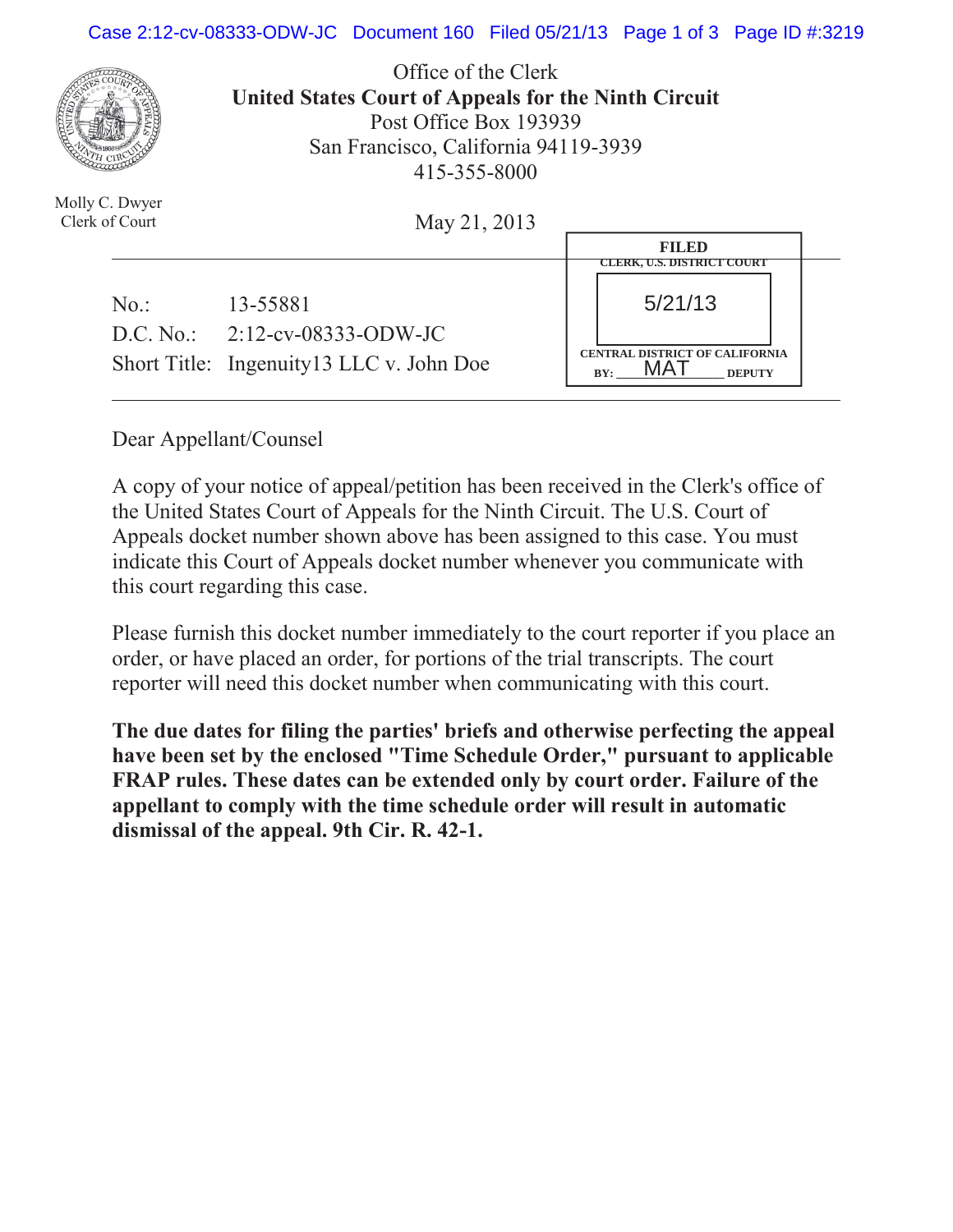Office of the Clerk
**United States Court of Appeals for the Ninth Circuit**
Post Office Box 193939
San Francisco, California 94119-3939
415-355-8000

Molly C. Dwyer
Clerk of Court

May 21, 2013

FILED
CLERK, U.S. DISTRICT COURT
5/21/13
CENTRAL DISTRICT OF CALIFORNIA
BY: MAT DEPUTY

| | |
|---|---|
| No.: | 13-55881 |
| D.C. No.: | 2:12-cv-08333-ODW-JC |
| Short Title: | Ingenuity13 LLC v. John Doe |

Dear Appellant/Counsel

A copy of your notice of appeal/petition has been received in the Clerk's office of the United States Court of Appeals for the Ninth Circuit. The U.S. Court of Appeals docket number shown above has been assigned to this case. You must indicate this Court of Appeals docket number whenever you communicate with this court regarding this case.

Please furnish this docket number immediately to the court reporter if you place an order, or have placed an order, for portions of the trial transcripts. The court reporter will need this docket number when communicating with this court.

**The due dates for filing the parties' briefs and otherwise perfecting the appeal have been set by the enclosed "Time Schedule Order," pursuant to applicable FRAP rules. These dates can be extended only by court order. Failure of the appellant to comply with the time schedule order will result in automatic dismissal of the appeal. 9th Cir. R. 42-1.**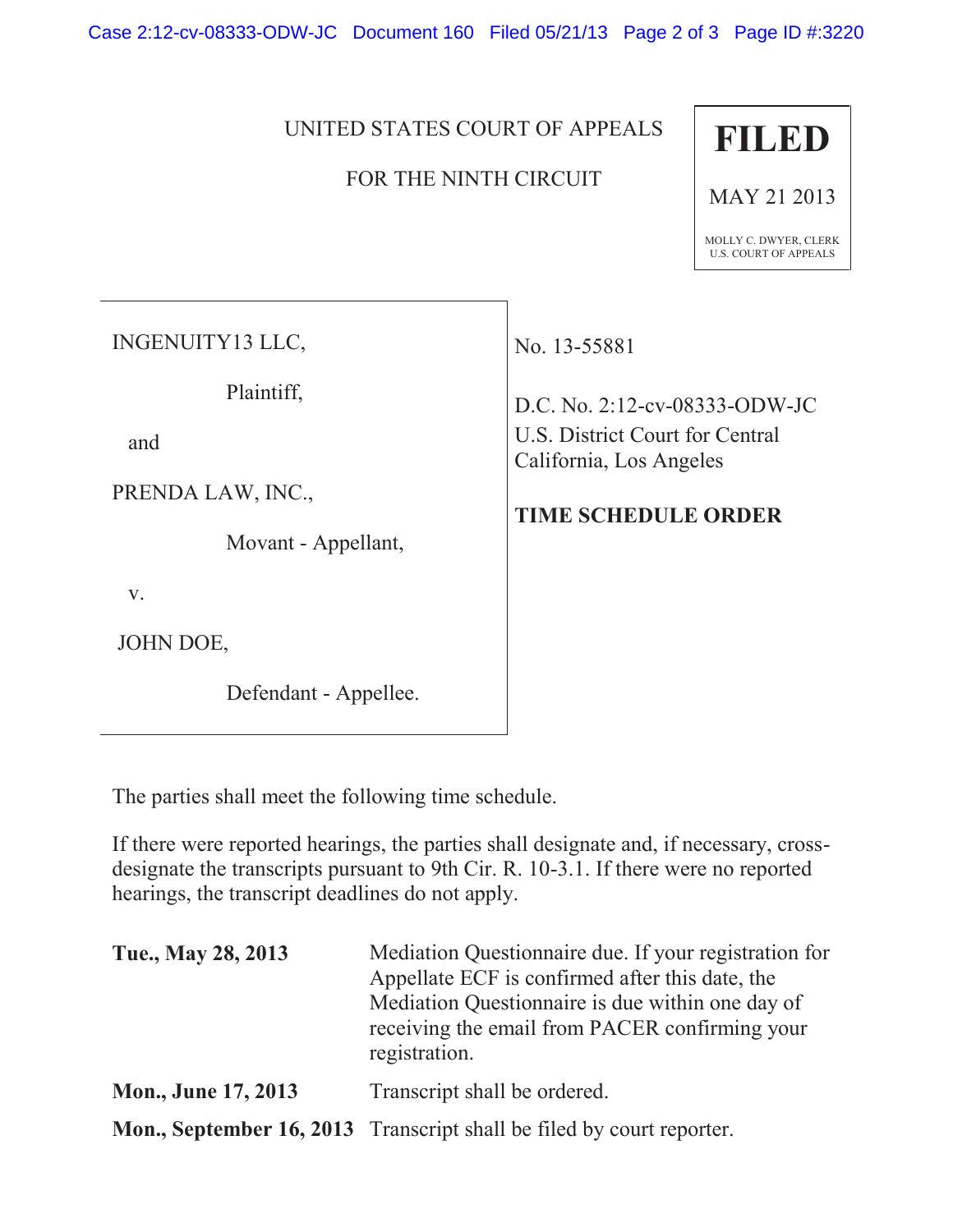UNITED STATES COURT OF APPEALS

FOR THE NINTH CIRCUIT

**FILED**

MAY 21 2013

MOLLY C. DWYER, CLERK
U.S. COURT OF APPEALS

INGENUITY13 LLC,

Plaintiff,

and

PRENDA LAW, INC.,

Movant - Appellant,

v.

JOHN DOE,

Defendant - Appellee.

No. 13-55881

D.C. No. 2:12-cv-08333-ODW-JC
U.S. District Court for Central California, Los Angeles

**TIME SCHEDULE ORDER**

The parties shall meet the following time schedule.

If there were reported hearings, the parties shall designate and, if necessary, cross-designate the transcripts pursuant to 9th Cir. R. 10-3.1. If there were no reported hearings, the transcript deadlines do not apply.

| | |
|---|---|
| **Tue., May 28, 2013** | Mediation Questionnaire due. If your registration for Appellate ECF is confirmed after this date, the Mediation Questionnaire is due within one day of receiving the email from PACER confirming your registration. |
| **Mon., June 17, 2013** | Transcript shall be ordered. |
| **Mon., September 16, 2013** | Transcript shall be filed by court reporter. |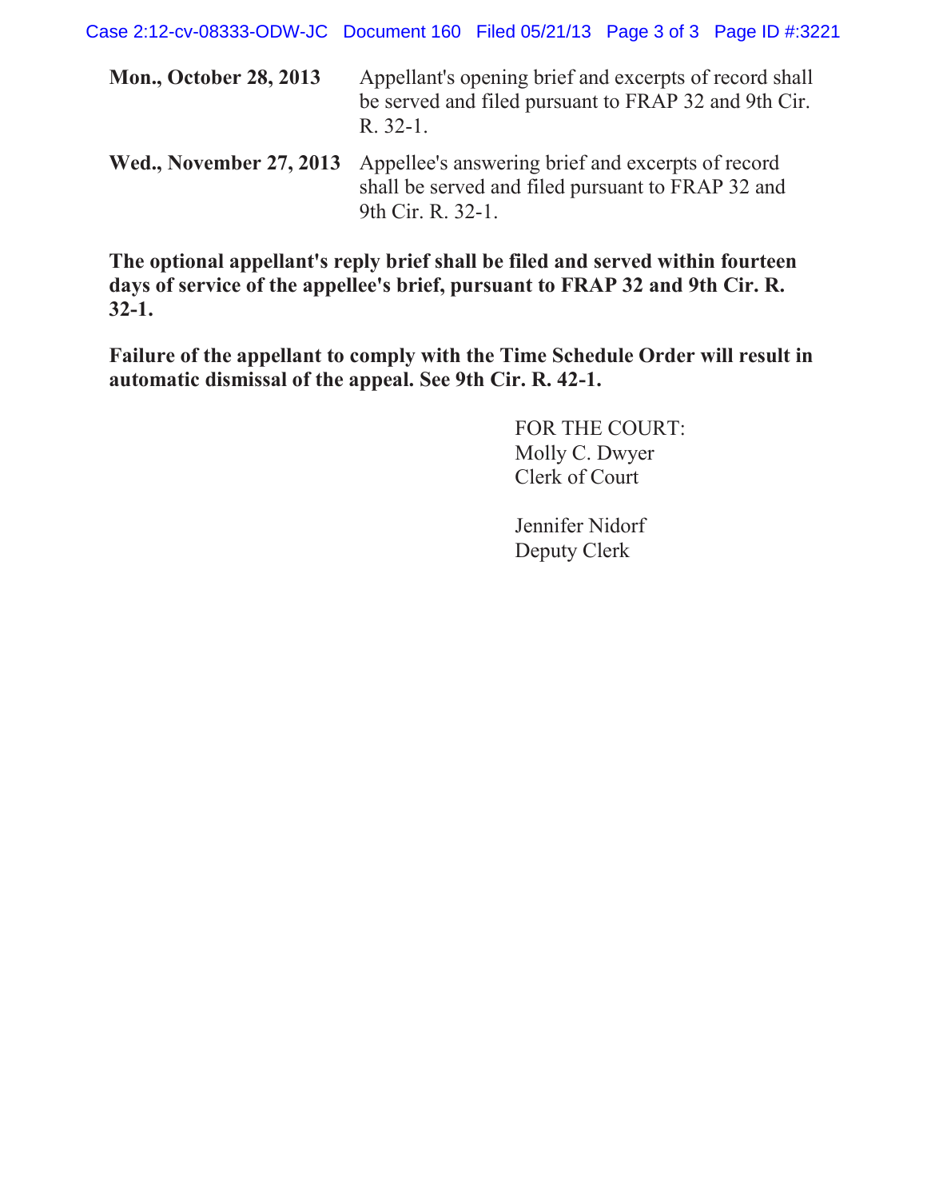| | |
|---|---|
| **Mon., October 28, 2013** | Appellant's opening brief and excerpts of record shall be served and filed pursuant to FRAP 32 and 9th Cir. R. 32-1. |
| **Wed., November 27, 2013** | Appellee's answering brief and excerpts of record shall be served and filed pursuant to FRAP 32 and 9th Cir. R. 32-1. |

**The optional appellant's reply brief shall be filed and served within fourteen days of service of the appellee's brief, pursuant to FRAP 32 and 9th Cir. R. 32-1.**

**Failure of the appellant to comply with the Time Schedule Order will result in automatic dismissal of the appeal. See 9th Cir. R. 42-1.**

FOR THE COURT:
Molly C. Dwyer
Clerk of Court

Jennifer Nidorf
Deputy Clerk